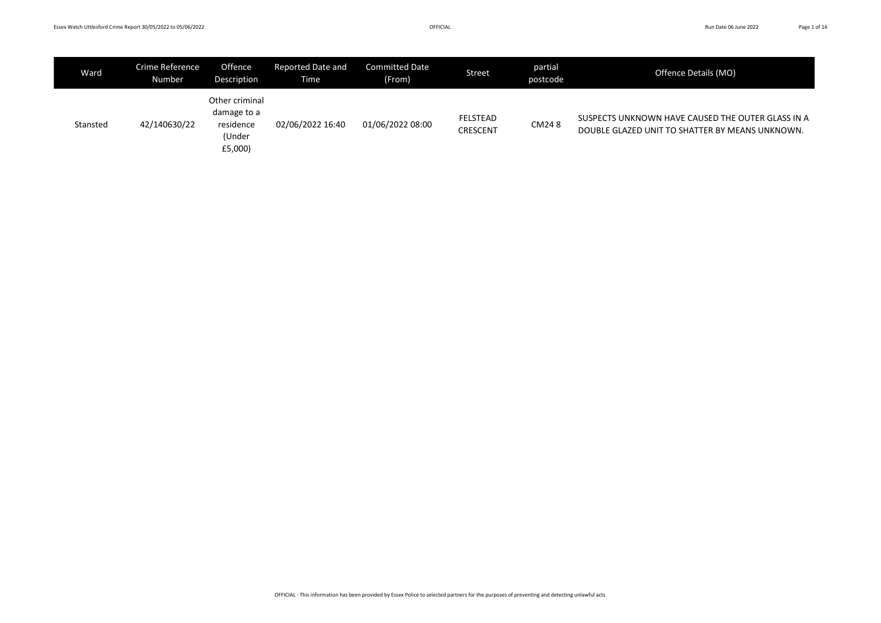| Ward | Crime Reference Number | Offence Description | Reported Date and Time | Committed Date (From) | Street | partial postcode | Offence Details (MO) |
|---|---|---|---|---|---|---|---|
| Stansted | 42/140630/22 | Other criminal damage to a residence (Under £5,000) | 02/06/2022 16:40 | 01/06/2022 08:00 | FELSTEAD CRESCENT | CM24 8 | SUSPECTS UNKNOWN HAVE CAUSED THE OUTER GLASS IN A DOUBLE GLAZED UNIT TO SHATTER BY MEANS UNKNOWN. |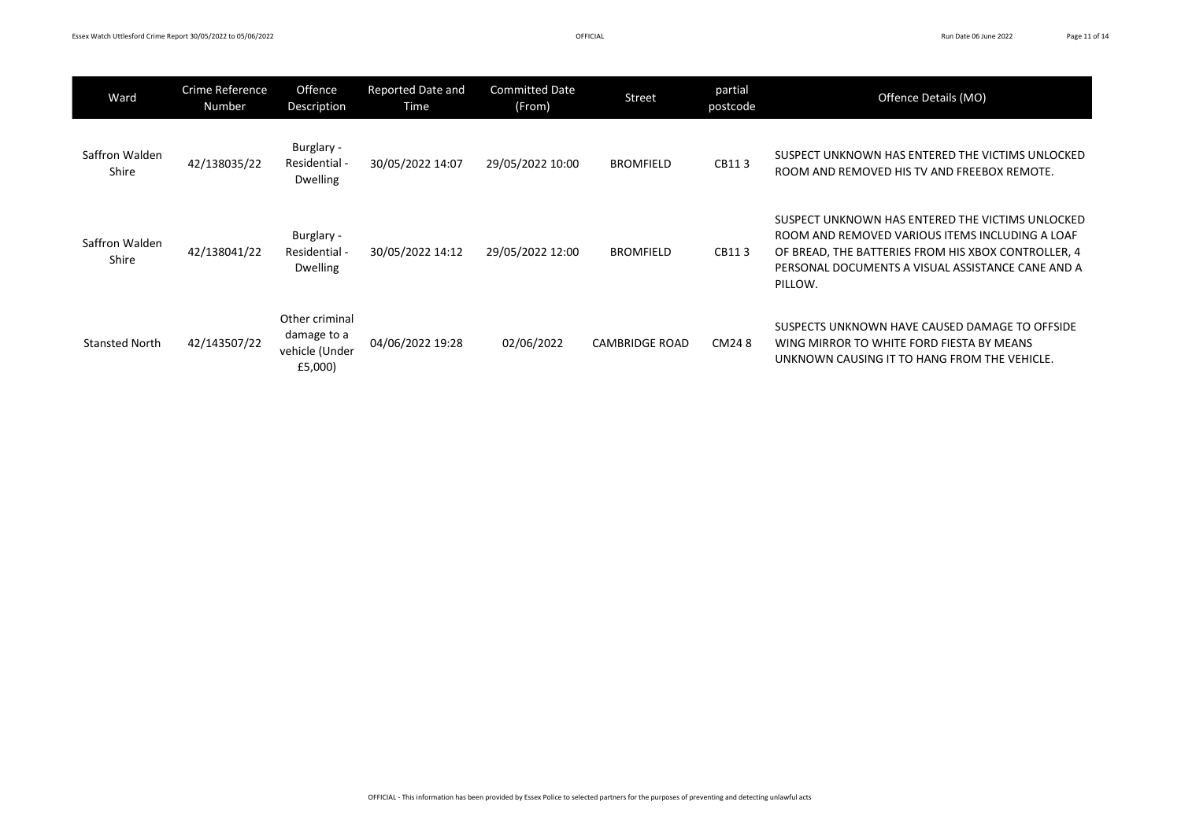| Ward | Crime Reference Number | Offence Description | Reported Date and Time | Committed Date (From) | Street | partial postcode | Offence Details (MO) |
| --- | --- | --- | --- | --- | --- | --- | --- |
| Saffron Walden Shire | 42/138035/22 | Burglary - Residential - Dwelling | 30/05/2022 14:07 | 29/05/2022 10:00 | BROMFIELD | CB11 3 | SUSPECT UNKNOWN HAS ENTERED THE VICTIMS UNLOCKED ROOM AND REMOVED HIS TV AND FREEBOX REMOTE. |
| Saffron Walden Shire | 42/138041/22 | Burglary - Residential - Dwelling | 30/05/2022 14:12 | 29/05/2022 12:00 | BROMFIELD | CB11 3 | SUSPECT UNKNOWN HAS ENTERED THE VICTIMS UNLOCKED ROOM AND REMOVED VARIOUS ITEMS INCLUDING A LOAF OF BREAD, THE BATTERIES FROM HIS XBOX CONTROLLER, 4 PERSONAL DOCUMENTS A VISUAL ASSISTANCE CANE AND A PILLOW. |
| Stansted North | 42/143507/22 | Other criminal damage to a vehicle (Under £5,000) | 04/06/2022 19:28 | 02/06/2022 | CAMBRIDGE ROAD | CM24 8 | SUSPECTS UNKNOWN HAVE CAUSED DAMAGE TO OFFSIDE WING MIRROR TO WHITE FORD FIESTA BY MEANS UNKNOWN CAUSING IT TO HANG FROM THE VEHICLE. |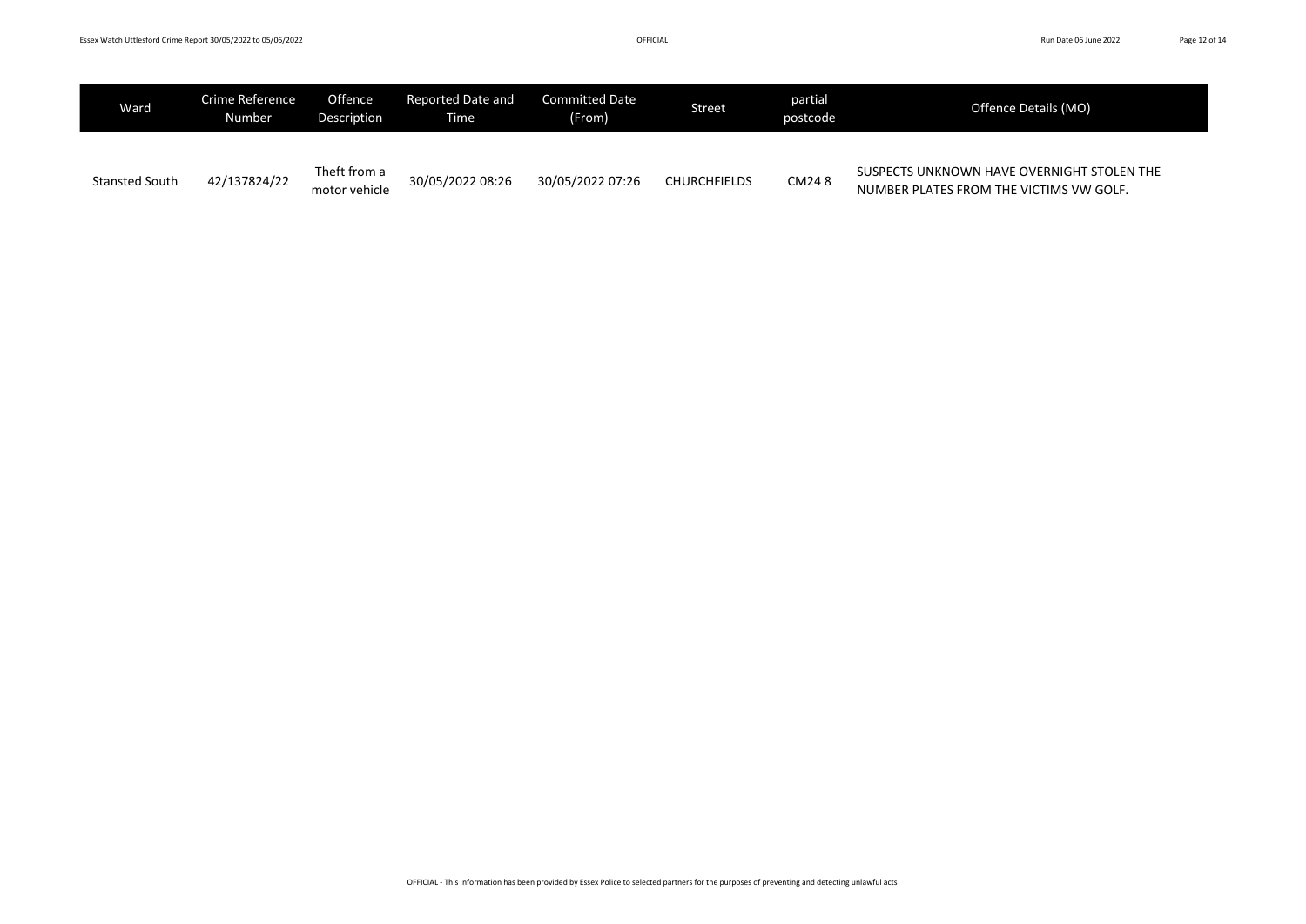| Ward | Crime Reference Number | Offence Description | Reported Date and Time | Committed Date (From) | Street | partial postcode | Offence Details (MO) |
|---|---|---|---|---|---|---|---|
| Stansted South | 42/137824/22 | Theft from a motor vehicle | 30/05/2022 08:26 | 30/05/2022 07:26 | CHURCHFIELDS | CM24 8 | SUSPECTS UNKNOWN HAVE OVERNIGHT STOLEN THE NUMBER PLATES FROM THE VICTIMS VW GOLF. |

OFFICIAL - This information has been provided by Essex Police to selected partners for the purposes of preventing and detecting unlawful acts